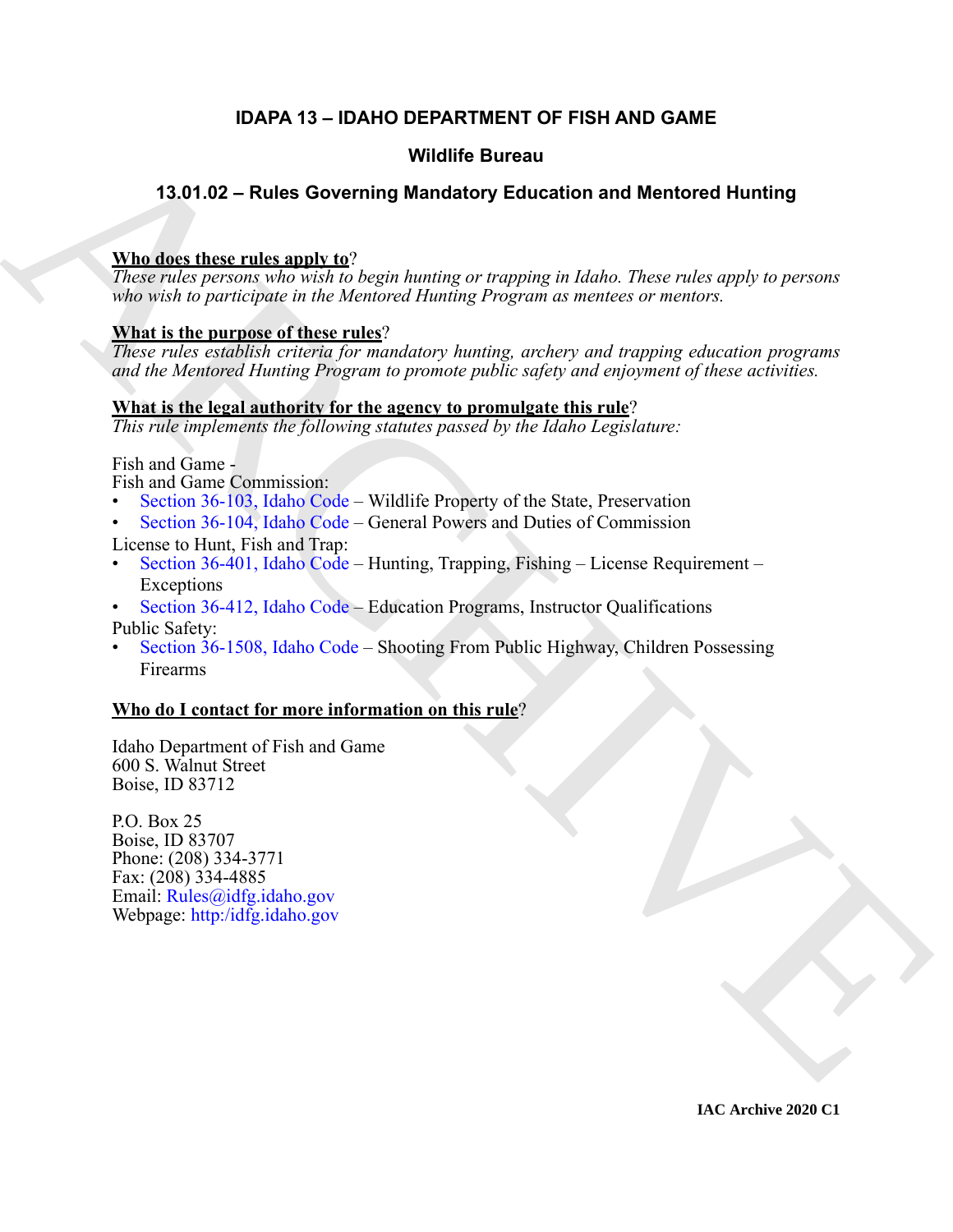# IDAPA 13 – IDAHO DEPARTMENT OF FISH AND GAME

## Wildlife Bureau

## 13.01.02 – Rules Governing Mandatory Education and Mentored Hunting

**Who does these rules apply to?**
*These rules persons who wish to begin hunting or trapping in Idaho. These rules apply to persons who wish to participate in the Mentored Hunting Program as mentees or mentors.*

**What is the purpose of these rules?**
*These rules establish criteria for mandatory hunting, archery and trapping education programs and the Mentored Hunting Program to promote public safety and enjoyment of these activities.*

**What is the legal authority for the agency to promulgate this rule?**
*This rule implements the following statutes passed by the Idaho Legislature:*

Fish and Game -
Fish and Game Commission:
- Section 36-103, Idaho Code – Wildlife Property of the State, Preservation
- Section 36-104, Idaho Code – General Powers and Duties of Commission

License to Hunt, Fish and Trap:
- Section 36-401, Idaho Code – Hunting, Trapping, Fishing – License Requirement – Exceptions
- Section 36-412, Idaho Code – Education Programs, Instructor Qualifications

Public Safety:
- Section 36-1508, Idaho Code – Shooting From Public Highway, Children Possessing Firearms

**Who do I contact for more information on this rule?**

Idaho Department of Fish and Game
600 S. Walnut Street
Boise, ID 83712

P.O. Box 25
Boise, ID 83707
Phone: (208) 334-3771
Fax: (208) 334-4885
Email: Rules@idfg.idaho.gov
Webpage: http:/idfg.idaho.gov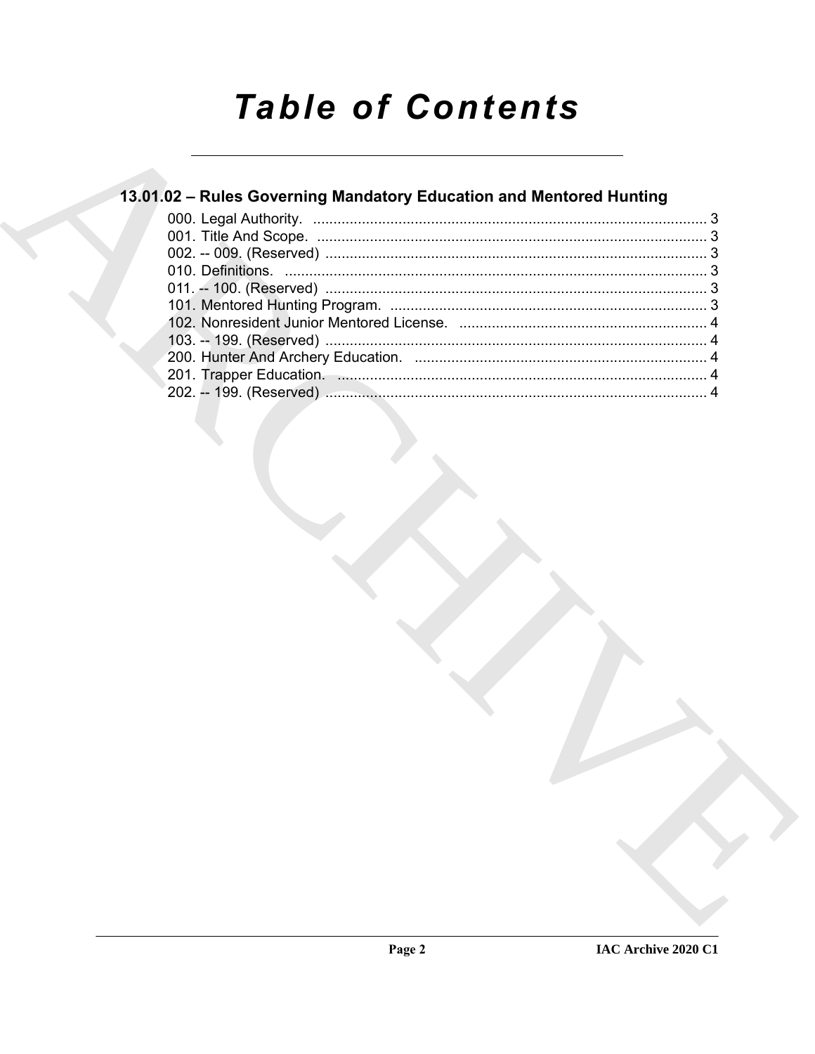# Table of Contents

## 13.01.02 – Rules Governing Mandatory Education and Mentored Hunting

000. Legal Authority. ........................................................................................ 3
001. Title And Scope. ........................................................................................ 3
002. -- 009. (Reserved) ........................................................................................ 3
010. Definitions. ........................................................................................ 3
011. -- 100. (Reserved) ........................................................................................ 3
101. Mentored Hunting Program. ........................................................................................ 3
102. Nonresident Junior Mentored License. ........................................................................................ 4
103. -- 199. (Reserved) ........................................................................................ 4
200. Hunter And Archery Education. ........................................................................................ 4
201. Trapper Education. ........................................................................................ 4
202. -- 199. (Reserved) ........................................................................................ 4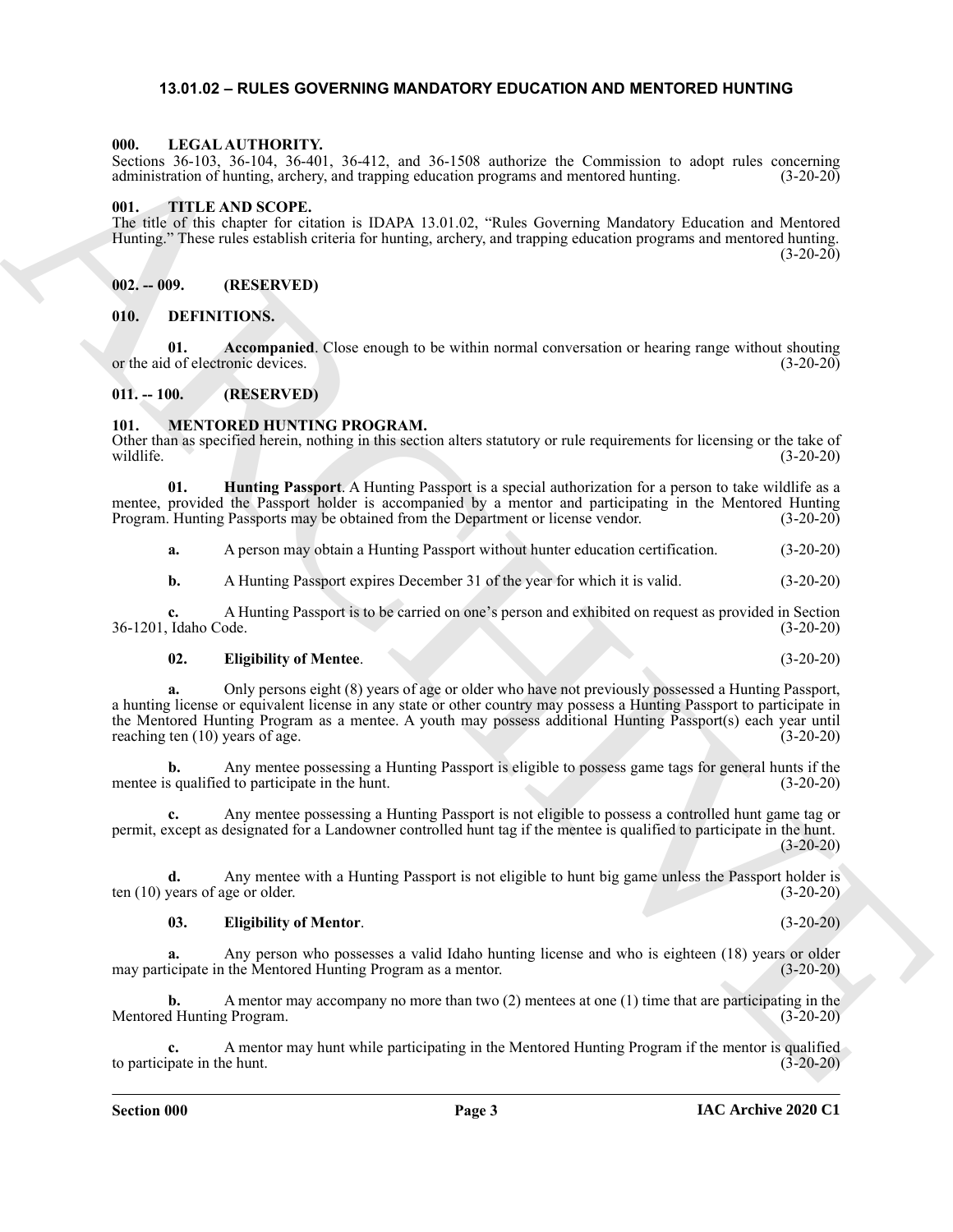# 13.01.02 – RULES GOVERNING MANDATORY EDUCATION AND MENTORED HUNTING

## 000. LEGAL AUTHORITY.

Sections 36-103, 36-104, 36-401, 36-412, and 36-1508 authorize the Commission to adopt rules concerning administration of hunting, archery, and trapping education programs and mentored hunting. (3-20-20)

## 001. TITLE AND SCOPE.

The title of this chapter for citation is IDAPA 13.01.02, "Rules Governing Mandatory Education and Mentored Hunting." These rules establish criteria for hunting, archery, and trapping education programs and mentored hunting. (3-20-20)

## 002. -- 009. (RESERVED)

## 010. DEFINITIONS.

**01. Accompanied**. Close enough to be within normal conversation or hearing range without shouting or the aid of electronic devices. (3-20-20)

## 011. -- 100. (RESERVED)

## 101. MENTORED HUNTING PROGRAM.

Other than as specified herein, nothing in this section alters statutory or rule requirements for licensing or the take of wildlife. (3-20-20)

**01. Hunting Passport**. A Hunting Passport is a special authorization for a person to take wildlife as a mentee, provided the Passport holder is accompanied by a mentor and participating in the Mentored Hunting Program. Hunting Passports may be obtained from the Department or license vendor. (3-20-20)

**a.** A person may obtain a Hunting Passport without hunter education certification. (3-20-20)

**b.** A Hunting Passport expires December 31 of the year for which it is valid. (3-20-20)

**c.** A Hunting Passport is to be carried on one's person and exhibited on request as provided in Section 36-1201, Idaho Code. (3-20-20)

**02. Eligibility of Mentee**. (3-20-20)

**a.** Only persons eight (8) years of age or older who have not previously possessed a Hunting Passport, a hunting license or equivalent license in any state or other country may possess a Hunting Passport to participate in the Mentored Hunting Program as a mentee. A youth may possess additional Hunting Passport(s) each year until reaching ten (10) years of age. (3-20-20)

**b.** Any mentee possessing a Hunting Passport is eligible to possess game tags for general hunts if the mentee is qualified to participate in the hunt. (3-20-20)

**c.** Any mentee possessing a Hunting Passport is not eligible to possess a controlled hunt game tag or permit, except as designated for a Landowner controlled hunt tag if the mentee is qualified to participate in the hunt. (3-20-20)

**d.** Any mentee with a Hunting Passport is not eligible to hunt big game unless the Passport holder is ten (10) years of age or older. (3-20-20)

**03. Eligibility of Mentor**. (3-20-20)

**a.** Any person who possesses a valid Idaho hunting license and who is eighteen (18) years or older may participate in the Mentored Hunting Program as a mentor. (3-20-20)

**b.** A mentor may accompany no more than two (2) mentees at one (1) time that are participating in the Mentored Hunting Program. (3-20-20)

**c.** A mentor may hunt while participating in the Mentored Hunting Program if the mentor is qualified to participate in the hunt. (3-20-20)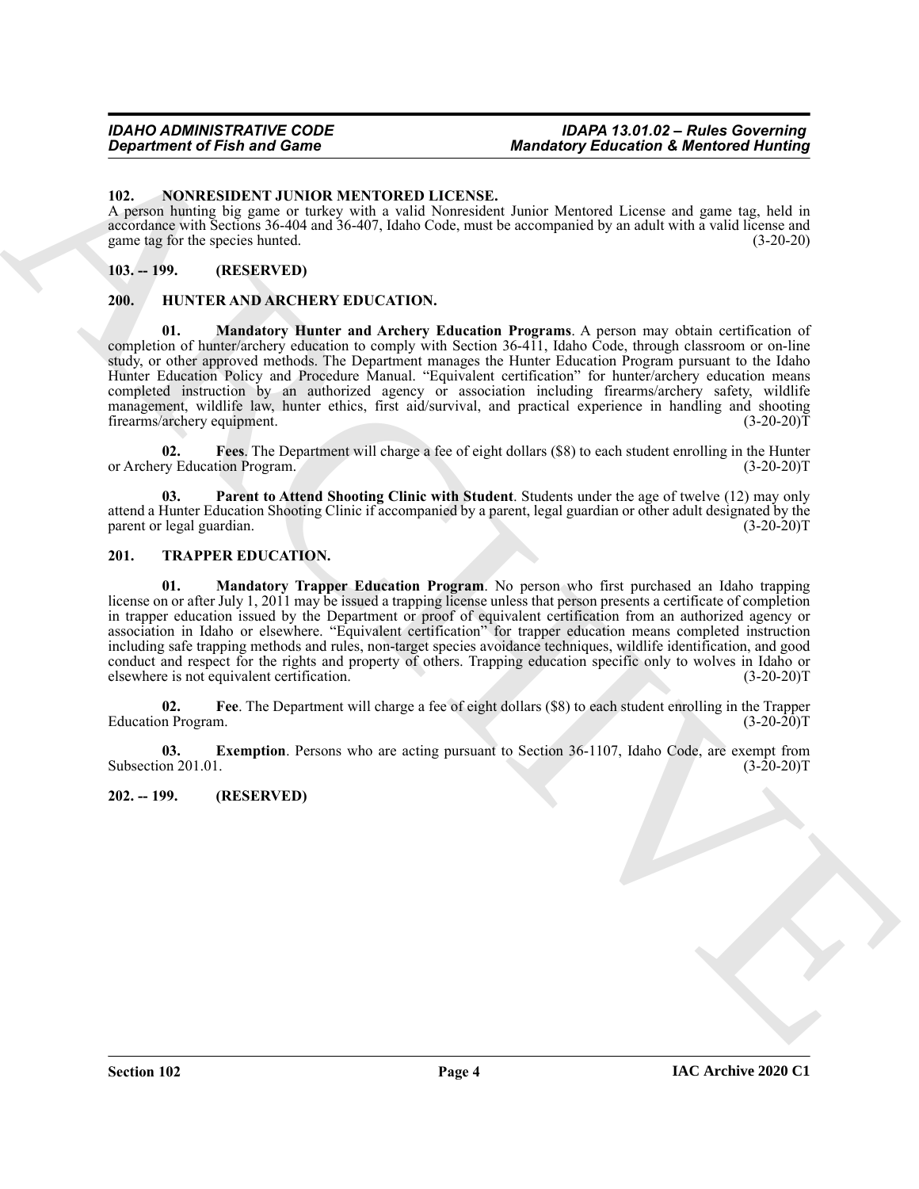## 102. NONRESIDENT JUNIOR MENTORED LICENSE.

A person hunting big game or turkey with a valid Nonresident Junior Mentored License and game tag, held in accordance with Sections 36-404 and 36-407, Idaho Code, must be accompanied by an adult with a valid license and game tag for the species hunted. (3-20-20)

## 103. -- 199. (RESERVED)

## 200. HUNTER AND ARCHERY EDUCATION.

**01. Mandatory Hunter and Archery Education Programs**. A person may obtain certification of completion of hunter/archery education to comply with Section 36-411, Idaho Code, through classroom or on-line study, or other approved methods. The Department manages the Hunter Education Program pursuant to the Idaho Hunter Education Policy and Procedure Manual. "Equivalent certification" for hunter/archery education means completed instruction by an authorized agency or association including firearms/archery safety, wildlife management, wildlife law, hunter ethics, first aid/survival, and practical experience in handling and shooting firearms/archery equipment. (3-20-20)T

**02. Fees**. The Department will charge a fee of eight dollars ($8) to each student enrolling in the Hunter or Archery Education Program. (3-20-20)T

**03. Parent to Attend Shooting Clinic with Student**. Students under the age of twelve (12) may only attend a Hunter Education Shooting Clinic if accompanied by a parent, legal guardian or other adult designated by the parent or legal guardian. (3-20-20)T

## 201. TRAPPER EDUCATION.

**01. Mandatory Trapper Education Program**. No person who first purchased an Idaho trapping license on or after July 1, 2011 may be issued a trapping license unless that person presents a certificate of completion in trapper education issued by the Department or proof of equivalent certification from an authorized agency or association in Idaho or elsewhere. "Equivalent certification" for trapper education means completed instruction including safe trapping methods and rules, non-target species avoidance techniques, wildlife identification, and good conduct and respect for the rights and property of others. Trapping education specific only to wolves in Idaho or elsewhere is not equivalent certification. (3-20-20)T

**02. Fee**. The Department will charge a fee of eight dollars ($8) to each student enrolling in the Trapper Education Program. (3-20-20)T

**03. Exemption**. Persons who are acting pursuant to Section 36-1107, Idaho Code, are exempt from Subsection 201.01. (3-20-20)T

## 202. -- 199. (RESERVED)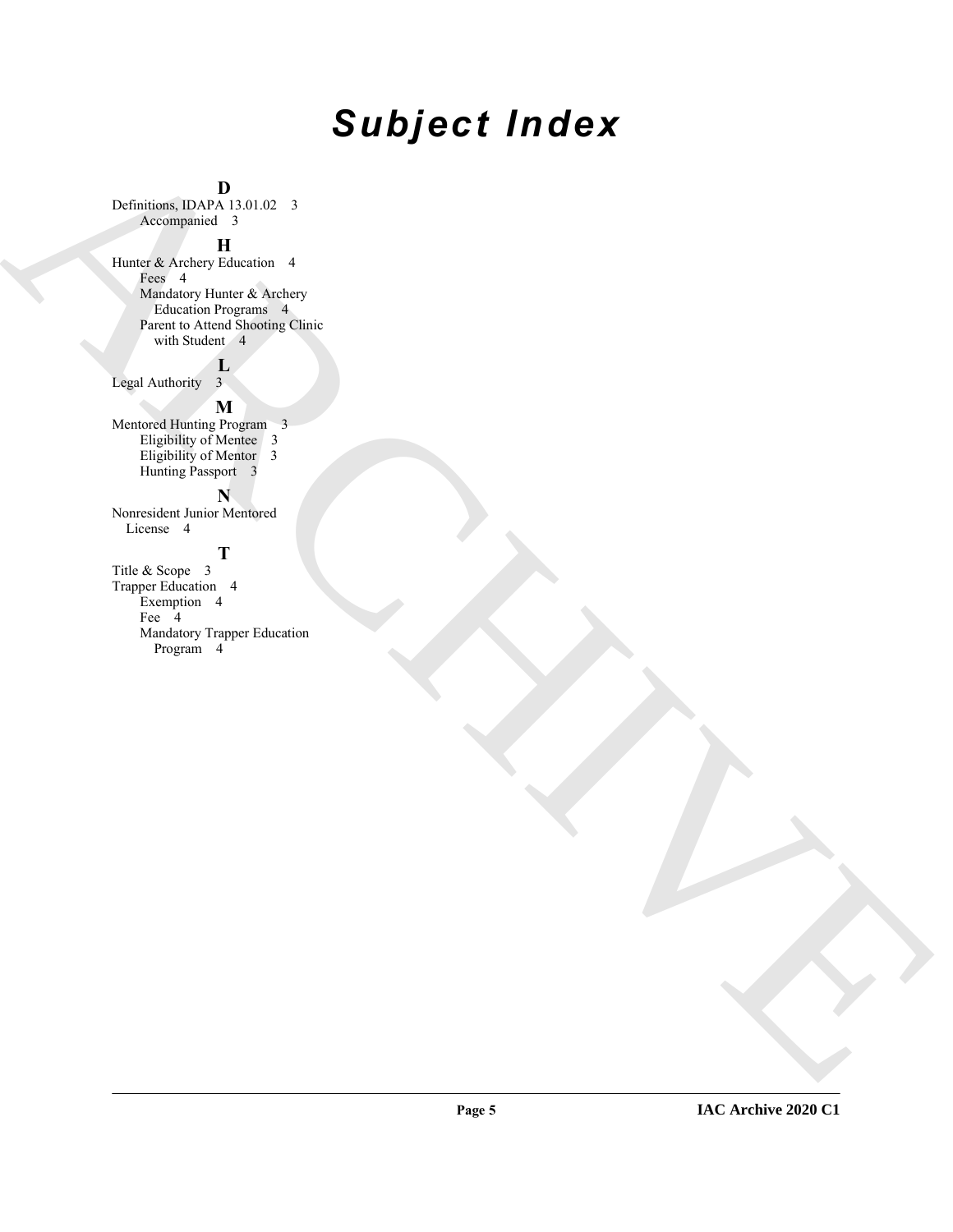# *Subject Index*

**D**

Definitions, IDAPA 13.01.02 3
- Accompanied 3

**H**

Hunter & Archery Education 4
- Fees 4
- Mandatory Hunter & Archery Education Programs 4
- Parent to Attend Shooting Clinic with Student 4

**L**

Legal Authority 3

**M**

Mentored Hunting Program 3
- Eligibility of Mentee 3
- Eligibility of Mentor 3
- Hunting Passport 3

**N**

Nonresident Junior Mentored License 4

**T**

Title & Scope 3

Trapper Education 4
- Exemption 4
- Fee 4
- Mandatory Trapper Education Program 4